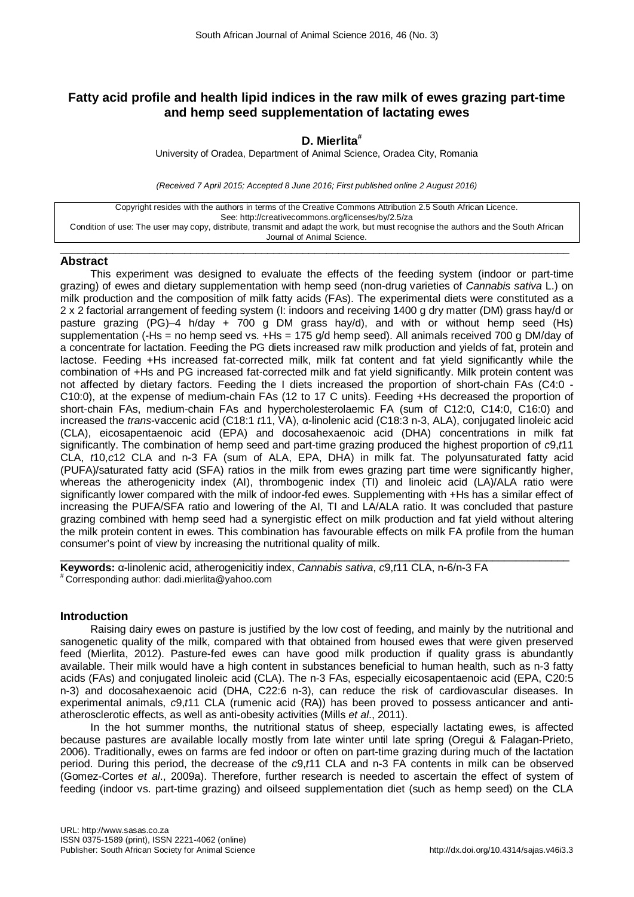# Fatty acid profile and health lipid indices in the raw milk of ewes grazing part-time and hemp seed supplementation of lactating ewes

**D. Mierlita**[#]

University of Oradea, Department of Animal Science, Oradea City, Romania

*(Received 7 April 2015; Accepted 8 June 2016; First published online 2 August 2016)*

Copyright resides with the authors in terms of the Creative Commons Attribution 2.5 South African Licence.
See: http://creativecommons.org/licenses/by/2.5/za
Condition of use: The user may copy, distribute, transmit and adapt the work, but must recognise the authors and the South African Journal of Animal Science.

## Abstract

This experiment was designed to evaluate the effects of the feeding system (indoor or part-time grazing) of ewes and dietary supplementation with hemp seed (non-drug varieties of *Cannabis sativa* L.) on milk production and the composition of milk fatty acids (FAs). The experimental diets were constituted as a 2 x 2 factorial arrangement of feeding system (I: indoors and receiving 1400 g dry matter (DM) grass hay/d or pasture grazing (PG)–4 h/day + 700 g DM grass hay/d), and with or without hemp seed (Hs) supplementation (-Hs = no hemp seed vs. +Hs = 175 g/d hemp seed). All animals received 700 g DM/day of a concentrate for lactation. Feeding the PG diets increased raw milk production and yields of fat, protein and lactose. Feeding +Hs increased fat-corrected milk, milk fat content and fat yield significantly while the combination of +Hs and PG increased fat-corrected milk and fat yield significantly. Milk protein content was not affected by dietary factors. Feeding the I diets increased the proportion of short-chain FAs (C4:0 - C10:0), at the expense of medium-chain FAs (12 to 17 C units). Feeding +Hs decreased the proportion of short-chain FAs, medium-chain FAs and hypercholesterolaemic FA (sum of C12:0, C14:0, C16:0) and increased the *trans*-vaccenic acid (C18:1 *t*11, VA), α-linolenic acid (C18:3 n-3, ALA), conjugated linoleic acid (CLA), eicosapentaenoic acid (EPA) and docosahexaenoic acid (DHA) concentrations in milk fat significantly. The combination of hemp seed and part-time grazing produced the highest proportion of *c*9,*t*11 CLA, *t*10,*c*12 CLA and n-3 FA (sum of ALA, EPA, DHA) in milk fat. The polyunsaturated fatty acid (PUFA)/saturated fatty acid (SFA) ratios in the milk from ewes grazing part time were significantly higher, whereas the atherogenicity index (AI), thrombogenic index (TI) and linoleic acid (LA)/ALA ratio were significantly lower compared with the milk of indoor-fed ewes. Supplementing with +Hs has a similar effect of increasing the PUFA/SFA ratio and lowering of the AI, TI and LA/ALA ratio. It was concluded that pasture grazing combined with hemp seed had a synergistic effect on milk production and fat yield without altering the milk protein content in ewes. This combination has favourable effects on milk FA profile from the human consumer's point of view by increasing the nutritional quality of milk.

**Keywords:** α-linolenic acid, atherogenicitiy index, *Cannabis sativa*, *c*9,*t*11 CLA, n-6/n-3 FA

[#] Corresponding author: dadi.mierlita@yahoo.com

## Introduction

Raising dairy ewes on pasture is justified by the low cost of feeding, and mainly by the nutritional and sanogenetic quality of the milk, compared with that obtained from housed ewes that were given preserved feed (Mierlita, 2012). Pasture-fed ewes can have good milk production if quality grass is abundantly available. Their milk would have a high content in substances beneficial to human health, such as n-3 fatty acids (FAs) and conjugated linoleic acid (CLA). The n-3 FAs, especially eicosapentaenoic acid (EPA, C20:5 n-3) and docosahexaenoic acid (DHA, C22:6 n-3), can reduce the risk of cardiovascular diseases. In experimental animals, *c*9,*t*11 CLA (rumenic acid (RA)) has been proved to possess anticancer and anti-atherosclerotic effects, as well as anti-obesity activities (Mills *et al*., 2011).

In the hot summer months, the nutritional status of sheep, especially lactating ewes, is affected because pastures are available locally mostly from late winter until late spring (Oregui & Falagan-Prieto, 2006). Traditionally, ewes on farms are fed indoor or often on part-time grazing during much of the lactation period. During this period, the decrease of the *c*9,*t*11 CLA and n-3 FA contents in milk can be observed (Gomez-Cortes *et al*., 2009a). Therefore, further research is needed to ascertain the effect of system of feeding (indoor vs. part-time grazing) and oilseed supplementation diet (such as hemp seed) on the CLA

URL: http://www.sasas.co.za
ISSN 0375-1589 (print), ISSN 2221-4062 (online)
Publisher: South African Society for Animal Science

http://dx.doi.org/10.4314/sajas.v46i3.3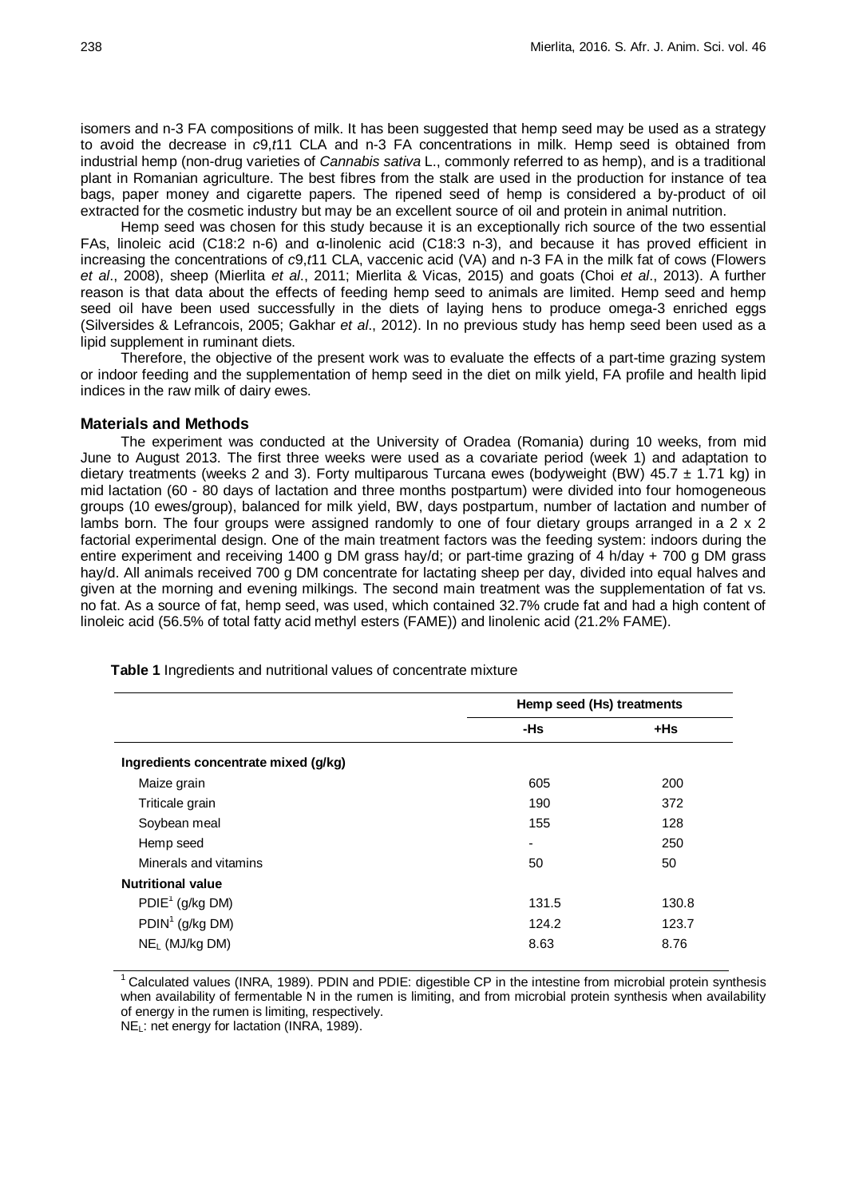isomers and n-3 FA compositions of milk. It has been suggested that hemp seed may be used as a strategy to avoid the decrease in *c*9,*t*11 CLA and n-3 FA concentrations in milk. Hemp seed is obtained from industrial hemp (non-drug varieties of *Cannabis sativa* L., commonly referred to as hemp), and is a traditional plant in Romanian agriculture. The best fibres from the stalk are used in the production for instance of tea bags, paper money and cigarette papers. The ripened seed of hemp is considered a by-product of oil extracted for the cosmetic industry but may be an excellent source of oil and protein in animal nutrition.

Hemp seed was chosen for this study because it is an exceptionally rich source of the two essential FAs, linoleic acid (C18:2 n-6) and α-linolenic acid (C18:3 n-3), and because it has proved efficient in increasing the concentrations of *c*9,*t*11 CLA, vaccenic acid (VA) and n-3 FA in the milk fat of cows (Flowers *et al*., 2008), sheep (Mierlita *et al*., 2011; Mierlita & Vicas, 2015) and goats (Choi *et al*., 2013). A further reason is that data about the effects of feeding hemp seed to animals are limited. Hemp seed and hemp seed oil have been used successfully in the diets of laying hens to produce omega-3 enriched eggs (Silversides & Lefrancois, 2005; Gakhar *et al*., 2012). In no previous study has hemp seed been used as a lipid supplement in ruminant diets.

Therefore, the objective of the present work was to evaluate the effects of a part-time grazing system or indoor feeding and the supplementation of hemp seed in the diet on milk yield, FA profile and health lipid indices in the raw milk of dairy ewes.

## Materials and Methods

The experiment was conducted at the University of Oradea (Romania) during 10 weeks, from mid June to August 2013. The first three weeks were used as a covariate period (week 1) and adaptation to dietary treatments (weeks 2 and 3). Forty multiparous Turcana ewes (bodyweight (BW) 45.7 ± 1.71 kg) in mid lactation (60 - 80 days of lactation and three months postpartum) were divided into four homogeneous groups (10 ewes/group), balanced for milk yield, BW, days postpartum, number of lactation and number of lambs born. The four groups were assigned randomly to one of four dietary groups arranged in a 2 x 2 factorial experimental design. One of the main treatment factors was the feeding system: indoors during the entire experiment and receiving 1400 g DM grass hay/d; or part-time grazing of 4 h/day + 700 g DM grass hay/d. All animals received 700 g DM concentrate for lactating sheep per day, divided into equal halves and given at the morning and evening milkings. The second main treatment was the supplementation of fat vs. no fat. As a source of fat, hemp seed, was used, which contained 32.7% crude fat and had a high content of linoleic acid (56.5% of total fatty acid methyl esters (FAME)) and linolenic acid (21.2% FAME).

**Table 1** Ingredients and nutritional values of concentrate mixture

| | Hemp seed (Hs) treatments | |
|---|---|---|
| | -Hs | +Hs |
| **Ingredients concentrate mixed (g/kg)** | | |
| Maize grain | 605 | 200 |
| Triticale grain | 190 | 372 |
| Soybean meal | 155 | 128 |
| Hemp seed | - | 250 |
| Minerals and vitamins | 50 | 50 |
| **Nutritional value** | | |
| PDIE[1] (g/kg DM) | 131.5 | 130.8 |
| PDIN[1] (g/kg DM) | 124.2 | 123.7 |
| $NE_L$ (MJ/kg DM) | 8.63 | 8.76 |

[1] Calculated values (INRA, 1989). PDIN and PDIE: digestible CP in the intestine from microbial protein synthesis when availability of fermentable N in the rumen is limiting, and from microbial protein synthesis when availability of energy in the rumen is limiting, respectively.

$NE_L$: net energy for lactation (INRA, 1989).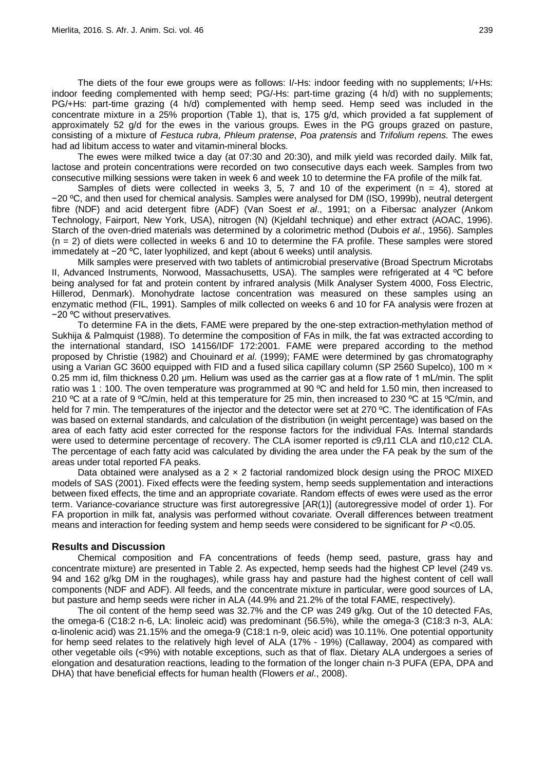The diets of the four ewe groups were as follows: I/-Hs: indoor feeding with no supplements; I/+Hs: indoor feeding complemented with hemp seed; PG/-Hs: part-time grazing (4 h/d) with no supplements; PG/+Hs: part-time grazing (4 h/d) complemented with hemp seed. Hemp seed was included in the concentrate mixture in a 25% proportion (Table 1), that is, 175 g/d, which provided a fat supplement of approximately 52 g/d for the ewes in the various groups. Ewes in the PG groups grazed on pasture, consisting of a mixture of *Festuca rubra*, *Phleum pratense*, *Poa pratensis* and *Trifolium repens*. The ewes had ad libitum access to water and vitamin-mineral blocks.

The ewes were milked twice a day (at 07:30 and 20:30), and milk yield was recorded daily. Milk fat, lactose and protein concentrations were recorded on two consecutive days each week. Samples from two consecutive milking sessions were taken in week 6 and week 10 to determine the FA profile of the milk fat.

Samples of diets were collected in weeks 3, 5, 7 and 10 of the experiment (n = 4), stored at −20 ºC, and then used for chemical analysis. Samples were analysed for DM (ISO, 1999b), neutral detergent fibre (NDF) and acid detergent fibre (ADF) (Van Soest *et al*., 1991; on a Fibersac analyzer (Ankom Technology, Fairport, New York, USA), nitrogen (N) (Kjeldahl technique) and ether extract (AOAC, 1996). Starch of the oven-dried materials was determined by a colorimetric method (Dubois *et al*., 1956). Samples (n = 2) of diets were collected in weeks 6 and 10 to determine the FA profile. These samples were stored immedately at −20 ºC, later lyophilized, and kept (about 6 weeks) until analysis.

Milk samples were preserved with two tablets of antimicrobial preservative (Broad Spectrum Microtabs II, Advanced Instruments, Norwood, Massachusetts, USA). The samples were refrigerated at 4 ºC before being analysed for fat and protein content by infrared analysis (Milk Analyser System 4000, Foss Electric, Hillerod, Denmark). Monohydrate lactose concentration was measured on these samples using an enzymatic method (FIL, 1991). Samples of milk collected on weeks 6 and 10 for FA analysis were frozen at −20 ºC without preservatives.

To determine FA in the diets, FAME were prepared by the one-step extraction-methylation method of Sukhija & Palmquist (1988). To determine the composition of FAs in milk, the fat was extracted according to the international standard, ISO 14156/IDF 172:2001. FAME were prepared according to the method proposed by Christie (1982) and Chouinard *et al*. (1999); FAME were determined by gas chromatography using a Varian GC 3600 equipped with FID and a fused silica capillary column (SP 2560 Supelco), 100 m × 0.25 mm id, film thickness 0.20 µm. Helium was used as the carrier gas at a flow rate of 1 mL/min. The split ratio was 1 : 100. The oven temperature was programmed at 90 ºC and held for 1.50 min, then increased to 210 ºC at a rate of 9 ºC/min, held at this temperature for 25 min, then increased to 230 ºC at 15 ºC/min, and held for 7 min. The temperatures of the injector and the detector were set at 270 ºC. The identification of FAs was based on external standards, and calculation of the distribution (in weight percentage) was based on the area of each fatty acid ester corrected for the response factors for the individual FAs. Internal standards were used to determine percentage of recovery. The CLA isomer reported is *c*9,*t*11 CLA and *t*10,*c*12 CLA. The percentage of each fatty acid was calculated by dividing the area under the FA peak by the sum of the areas under total reported FA peaks.

Data obtained were analysed as a 2 × 2 factorial randomized block design using the PROC MIXED models of SAS (2001). Fixed effects were the feeding system, hemp seeds supplementation and interactions between fixed effects, the time and an appropriate covariate. Random effects of ewes were used as the error term. Variance-covariance structure was first autoregressive [AR(1)] (autoregressive model of order 1). For FA proportion in milk fat, analysis was performed without covariate. Overall differences between treatment means and interaction for feeding system and hemp seeds were considered to be significant for $P$ <0.05.

## Results and Discussion

Chemical composition and FA concentrations of feeds (hemp seed, pasture, grass hay and concentrate mixture) are presented in Table 2. As expected, hemp seeds had the highest CP level (249 vs. 94 and 162 g/kg DM in the roughages), while grass hay and pasture had the highest content of cell wall components (NDF and ADF). All feeds, and the concentrate mixture in particular, were good sources of LA, but pasture and hemp seeds were richer in ALA (44.9% and 21.2% of the total FAME, respectively).

The oil content of the hemp seed was 32.7% and the CP was 249 g/kg. Out of the 10 detected FAs, the omega-6 (C18:2 n-6, LA: linoleic acid) was predominant (56.5%), while the omega-3 (C18:3 n-3, ALA: α-linolenic acid) was 21.15% and the omega-9 (C18:1 n-9, oleic acid) was 10.11%. One potential opportunity for hemp seed relates to the relatively high level of ALA (17% - 19%) (Callaway, 2004) as compared with other vegetable oils (<9%) with notable exceptions, such as that of flax. Dietary ALA undergoes a series of elongation and desaturation reactions, leading to the formation of the longer chain n-3 PUFA (EPA, DPA and DHA) that have beneficial effects for human health (Flowers *et al*., 2008).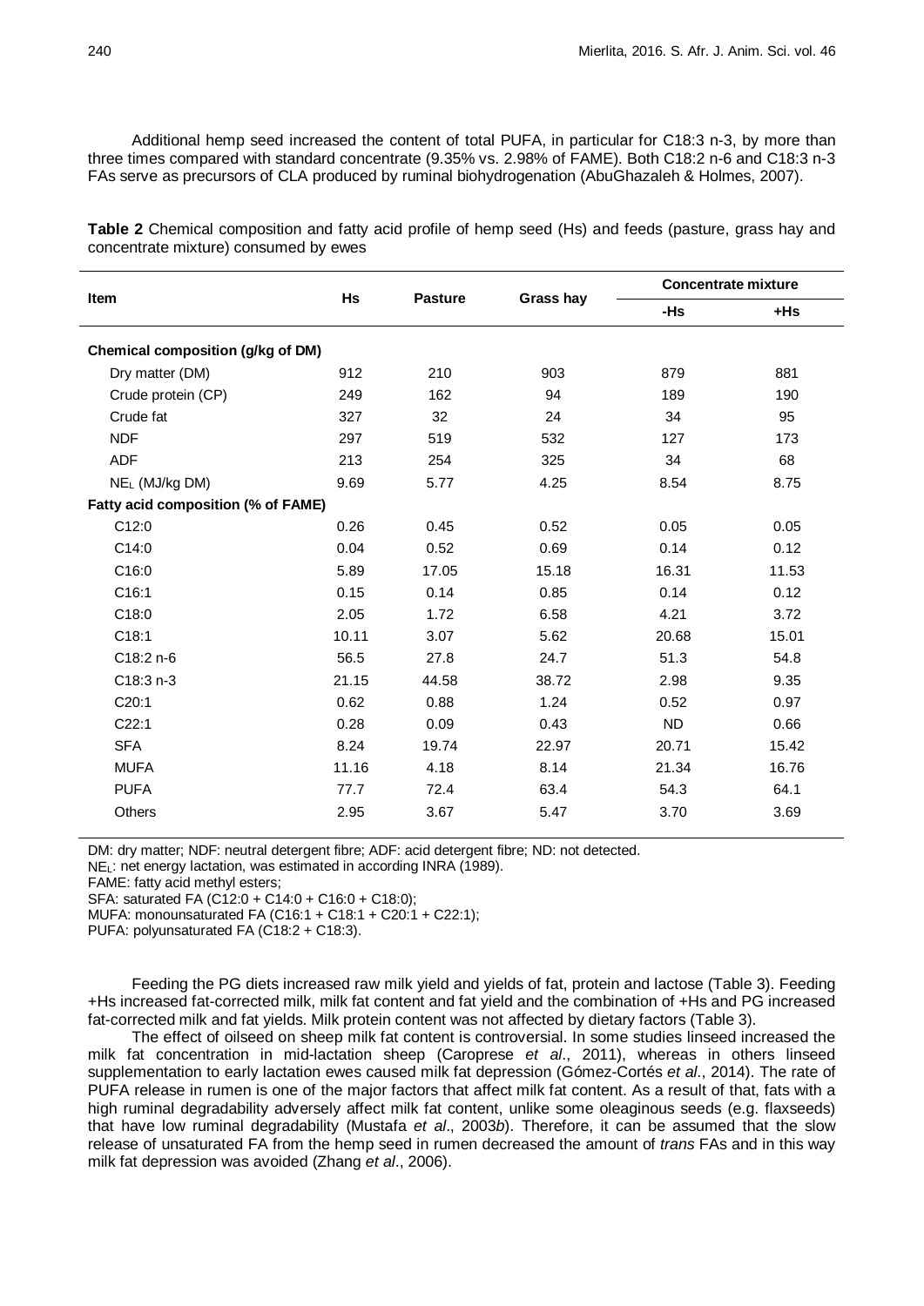Additional hemp seed increased the content of total PUFA, in particular for C18:3 n-3, by more than three times compared with standard concentrate (9.35% vs. 2.98% of FAME). Both C18:2 n-6 and C18:3 n-3 FAs serve as precursors of CLA produced by ruminal biohydrogenation (AbuGhazaleh & Holmes, 2007).

**Table 2** Chemical composition and fatty acid profile of hemp seed (Hs) and feeds (pasture, grass hay and concentrate mixture) consumed by ewes

| Item | Hs | Pasture | Grass hay | Concentrate mixture | |
|---|---|---|---|---|---|
| | | | | -Hs | +Hs |
| **Chemical composition (g/kg of DM)** | | | | | |
| Dry matter (DM) | 912 | 210 | 903 | 879 | 881 |
| Crude protein (CP) | 249 | 162 | 94 | 189 | 190 |
| Crude fat | 327 | 32 | 24 | 34 | 95 |
| NDF | 297 | 519 | 532 | 127 | 173 |
| ADF | 213 | 254 | 325 | 34 | 68 |
| $NE_L$ (MJ/kg DM) | 9.69 | 5.77 | 4.25 | 8.54 | 8.75 |
| **Fatty acid composition (% of FAME)** | | | | | |
| C12:0 | 0.26 | 0.45 | 0.52 | 0.05 | 0.05 |
| C14:0 | 0.04 | 0.52 | 0.69 | 0.14 | 0.12 |
| C16:0 | 5.89 | 17.05 | 15.18 | 16.31 | 11.53 |
| C16:1 | 0.15 | 0.14 | 0.85 | 0.14 | 0.12 |
| C18:0 | 2.05 | 1.72 | 6.58 | 4.21 | 3.72 |
| C18:1 | 10.11 | 3.07 | 5.62 | 20.68 | 15.01 |
| C18:2 n-6 | 56.5 | 27.8 | 24.7 | 51.3 | 54.8 |
| C18:3 n-3 | 21.15 | 44.58 | 38.72 | 2.98 | 9.35 |
| C20:1 | 0.62 | 0.88 | 1.24 | 0.52 | 0.97 |
| C22:1 | 0.28 | 0.09 | 0.43 | ND | 0.66 |
| SFA | 8.24 | 19.74 | 22.97 | 20.71 | 15.42 |
| MUFA | 11.16 | 4.18 | 8.14 | 21.34 | 16.76 |
| PUFA | 77.7 | 72.4 | 63.4 | 54.3 | 64.1 |
| Others | 2.95 | 3.67 | 5.47 | 3.70 | 3.69 |

DM: dry matter; NDF: neutral detergent fibre; ADF: acid detergent fibre; ND: not detected.
$NE_L$: net energy lactation, was estimated in according INRA (1989).
FAME: fatty acid methyl esters;
SFA: saturated FA (C12:0 + C14:0 + C16:0 + C18:0);
MUFA: monounsaturated FA (C16:1 + C18:1 + C20:1 + C22:1);
PUFA: polyunsaturated FA (C18:2 + C18:3).

Feeding the PG diets increased raw milk yield and yields of fat, protein and lactose (Table 3). Feeding +Hs increased fat-corrected milk, milk fat content and fat yield and the combination of +Hs and PG increased fat-corrected milk and fat yields. Milk protein content was not affected by dietary factors (Table 3).

The effect of oilseed on sheep milk fat content is controversial. In some studies linseed increased the milk fat concentration in mid-lactation sheep (Caroprese *et al*., 2011), whereas in others linseed supplementation to early lactation ewes caused milk fat depression (Gómez-Cortés *et al*., 2014). The rate of PUFA release in rumen is one of the major factors that affect milk fat content. As a result of that, fats with a high ruminal degradability adversely affect milk fat content, unlike some oleaginous seeds (e.g. flaxseeds) that have low ruminal degradability (Mustafa *et al*., 2003*b*). Therefore, it can be assumed that the slow release of unsaturated FA from the hemp seed in rumen decreased the amount of *trans* FAs and in this way milk fat depression was avoided (Zhang *et al*., 2006).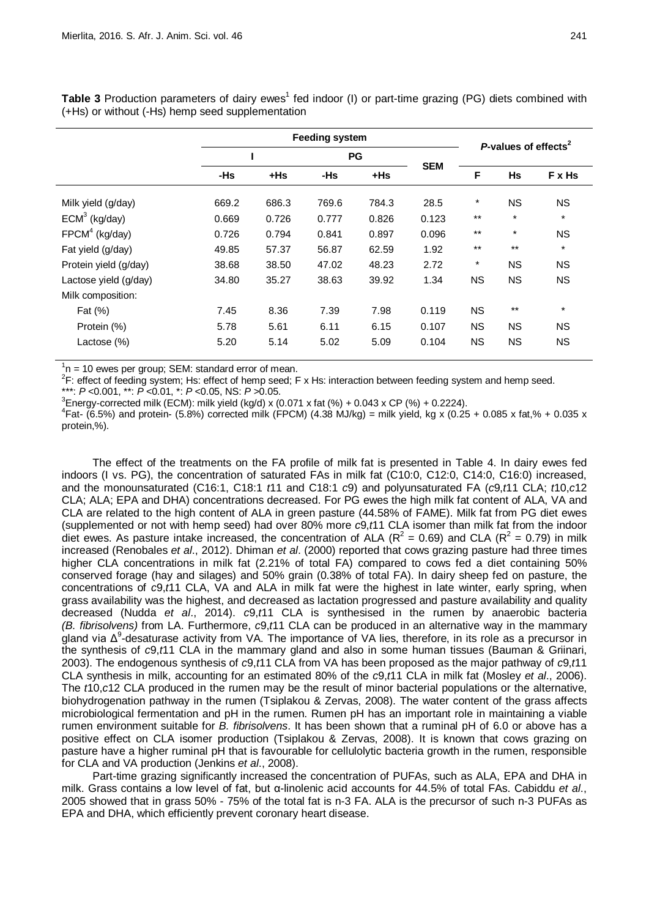**Table 3** Production parameters of dairy ewes[1] fed indoor (I) or part-time grazing (PG) diets combined with (+Hs) or without (-Hs) hemp seed supplementation

| | Feeding system | | | | SEM | *P*-values of effects[2] | | |
|---|---|---|---|---|---|---|---|---|
| | I | | PG | | | | | |
| | -Hs | +Hs | -Hs | +Hs | | F | Hs | F x Hs |
| Milk yield (g/day) | 669.2 | 686.3 | 769.6 | 784.3 | 28.5 | * | NS | NS |
| ECM[3] (kg/day) | 0.669 | 0.726 | 0.777 | 0.826 | 0.123 | ** | * | * |
| FPCM[4] (kg/day) | 0.726 | 0.794 | 0.841 | 0.897 | 0.096 | ** | * | NS |
| Fat yield (g/day) | 49.85 | 57.37 | 56.87 | 62.59 | 1.92 | ** | ** | * |
| Protein yield (g/day) | 38.68 | 38.50 | 47.02 | 48.23 | 2.72 | * | NS | NS |
| Lactose yield (g/day) | 34.80 | 35.27 | 38.63 | 39.92 | 1.34 | NS | NS | NS |
| Milk composition: | | | | | | | | |
| Fat (%) | 7.45 | 8.36 | 7.39 | 7.98 | 0.119 | NS | ** | * |
| Protein (%) | 5.78 | 5.61 | 6.11 | 6.15 | 0.107 | NS | NS | NS |
| Lactose (%) | 5.20 | 5.14 | 5.02 | 5.09 | 0.104 | NS | NS | NS |

[1]n = 10 ewes per group; SEM: standard error of mean.
[2]F: effect of feeding system; Hs: effect of hemp seed; F x Hs: interaction between feeding system and hemp seed.
***: $P$ <0.001, **: $P$ <0.01, *: $P$ <0.05, NS: $P$ >0.05.
[3]Energy-corrected milk (ECM): milk yield (kg/d) x (0.071 x fat (%) + 0.043 x CP (%) + 0.2224).
[4]Fat- (6.5%) and protein- (5.8%) corrected milk (FPCM) (4.38 MJ/kg) = milk yield, kg x (0.25 + 0.085 x fat,% + 0.035 x protein,%).

The effect of the treatments on the FA profile of milk fat is presented in Table 4. In dairy ewes fed indoors (I vs. PG), the concentration of saturated FAs in milk fat (C10:0, C12:0, C14:0, C16:0) increased, and the monounsaturated (C16:1, C18:1 *t*11 and C18:1 *c*9) and polyunsaturated FA (*c*9,*t*11 CLA; *t*10,*c*12 CLA; ALA; EPA and DHA) concentrations decreased. For PG ewes the high milk fat content of ALA, VA and CLA are related to the high content of ALA in green pasture (44.58% of FAME). Milk fat from PG diet ewes (supplemented or not with hemp seed) had over 80% more *c*9,*t*11 CLA isomer than milk fat from the indoor diet ewes. As pasture intake increased, the concentration of ALA ($R^2$ = 0.69) and CLA ($R^2$ = 0.79) in milk increased (Renobales *et al*., 2012). Dhiman *et al*. (2000) reported that cows grazing pasture had three times higher CLA concentrations in milk fat (2.21% of total FA) compared to cows fed a diet containing 50% conserved forage (hay and silages) and 50% grain (0.38% of total FA). In dairy sheep fed on pasture, the concentrations of *c*9,*t*11 CLA, VA and ALA in milk fat were the highest in late winter, early spring, when grass availability was the highest, and decreased as lactation progressed and pasture availability and quality decreased (Nudda *et al*., 2014). *c*9,*t*11 CLA is synthesised in the rumen by anaerobic bacteria *(B. fibrisolvens)* from LA. Furthermore, *c*9,*t*11 CLA can be produced in an alternative way in the mammary gland via $\Delta^9$-desaturase activity from VA. The importance of VA lies, therefore, in its role as a precursor in the synthesis of *c*9,*t*11 CLA in the mammary gland and also in some human tissues (Bauman & Griinari, 2003). The endogenous synthesis of *c*9,*t*11 CLA from VA has been proposed as the major pathway of *c*9,*t*11 CLA synthesis in milk, accounting for an estimated 80% of the *c*9,*t*11 CLA in milk fat (Mosley *et al*., 2006). The *t*10,*c*12 CLA produced in the rumen may be the result of minor bacterial populations or the alternative, biohydrogenation pathway in the rumen (Tsiplakou & Zervas, 2008). The water content of the grass affects microbiological fermentation and pH in the rumen. Rumen pH has an important role in maintaining a viable rumen environment suitable for *B. fibrisolvens*. It has been shown that a ruminal pH of 6.0 or above has a positive effect on CLA isomer production (Tsiplakou & Zervas, 2008). It is known that cows grazing on pasture have a higher ruminal pH that is favourable for cellulolytic bacteria growth in the rumen, responsible for CLA and VA production (Jenkins *et al*., 2008).

Part-time grazing significantly increased the concentration of PUFAs, such as ALA, EPA and DHA in milk. Grass contains a low level of fat, but α-linolenic acid accounts for 44.5% of total FAs. Cabiddu *et al*., 2005 showed that in grass 50% - 75% of the total fat is n-3 FA. ALA is the precursor of such n-3 PUFAs as EPA and DHA, which efficiently prevent coronary heart disease.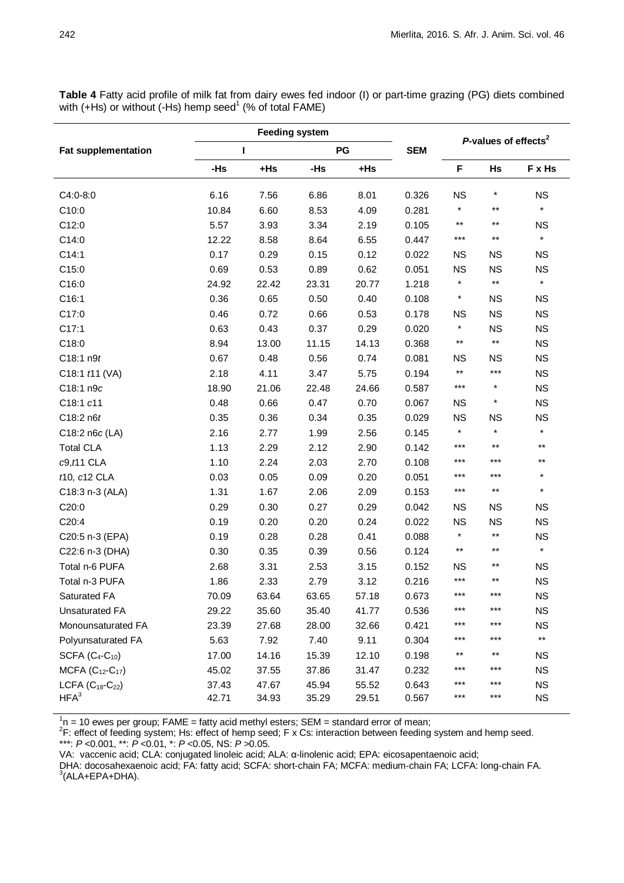**Table 4** Fatty acid profile of milk fat from dairy ewes fed indoor (I) or part-time grazing (PG) diets combined with (+Hs) or without (-Hs) hemp seed[1] (% of total FAME)

| Fat supplementation | Feeding system | | | | SEM | *P*-values of effects[2] | | |
|---|---|---|---|---|---|---|---|---|
| | I | | PG | | | | | |
| | -Hs | +Hs | -Hs | +Hs | | F | Hs | F x Hs |
| C4:0-8:0 | 6.16 | 7.56 | 6.86 | 8.01 | 0.326 | NS | * | NS |
| C10:0 | 10.84 | 6.60 | 8.53 | 4.09 | 0.281 | * | ** | * |
| C12:0 | 5.57 | 3.93 | 3.34 | 2.19 | 0.105 | ** | ** | NS |
| C14:0 | 12.22 | 8.58 | 8.64 | 6.55 | 0.447 | *** | ** | * |
| C14:1 | 0.17 | 0.29 | 0.15 | 0.12 | 0.022 | NS | NS | NS |
| C15:0 | 0.69 | 0.53 | 0.89 | 0.62 | 0.051 | NS | NS | NS |
| C16:0 | 24.92 | 22.42 | 23.31 | 20.77 | 1.218 | * | ** | * |
| C16:1 | 0.36 | 0.65 | 0.50 | 0.40 | 0.108 | * | NS | NS |
| C17:0 | 0.46 | 0.72 | 0.66 | 0.53 | 0.178 | NS | NS | NS |
| C17:1 | 0.63 | 0.43 | 0.37 | 0.29 | 0.020 | * | NS | NS |
| C18:0 | 8.94 | 13.00 | 11.15 | 14.13 | 0.368 | ** | ** | NS |
| C18:1 n9*t* | 0.67 | 0.48 | 0.56 | 0.74 | 0.081 | NS | NS | NS |
| C18:1 *t*11 (VA) | 2.18 | 4.11 | 3.47 | 5.75 | 0.194 | ** | *** | NS |
| C18:1 n9*c* | 18.90 | 21.06 | 22.48 | 24.66 | 0.587 | *** | * | NS |
| C18:1 *c*11 | 0.48 | 0.66 | 0.47 | 0.70 | 0.067 | NS | * | NS |
| C18:2 n6*t* | 0.35 | 0.36 | 0.34 | 0.35 | 0.029 | NS | NS | NS |
| C18:2 n6*c* (LA) | 2.16 | 2.77 | 1.99 | 2.56 | 0.145 | * | * | * |
| Total CLA | 1.13 | 2.29 | 2.12 | 2.90 | 0.142 | *** | ** | ** |
| *c*9,*t*11 CLA | 1.10 | 2.24 | 2.03 | 2.70 | 0.108 | *** | *** | ** |
| *t*10, *c*12 CLA | 0.03 | 0.05 | 0.09 | 0.20 | 0.051 | *** | *** | * |
| C18:3 n-3 (ALA) | 1.31 | 1.67 | 2.06 | 2.09 | 0.153 | *** | ** | * |
| C20:0 | 0.29 | 0.30 | 0.27 | 0.29 | 0.042 | NS | NS | NS |
| C20:4 | 0.19 | 0.20 | 0.20 | 0.24 | 0.022 | NS | NS | NS |
| C20:5 n-3 (EPA) | 0.19 | 0.28 | 0.28 | 0.41 | 0.088 | * | ** | NS |
| C22:6 n-3 (DHA) | 0.30 | 0.35 | 0.39 | 0.56 | 0.124 | ** | ** | * |
| Total n-6 PUFA | 2.68 | 3.31 | 2.53 | 3.15 | 0.152 | NS | ** | NS |
| Total n-3 PUFA | 1.86 | 2.33 | 2.79 | 3.12 | 0.216 | *** | ** | NS |
| Saturated FA | 70.09 | 63.64 | 63.65 | 57.18 | 0.673 | *** | *** | NS |
| Unsaturated FA | 29.22 | 35.60 | 35.40 | 41.77 | 0.536 | *** | *** | NS |
| Monounsaturated FA | 23.39 | 27.68 | 28.00 | 32.66 | 0.421 | *** | *** | NS |
| Polyunsaturated FA | 5.63 | 7.92 | 7.40 | 9.11 | 0.304 | *** | *** | ** |
| SCFA ($C_4$-$C_{10}$) | 17.00 | 14.16 | 15.39 | 12.10 | 0.198 | ** | ** | NS |
| MCFA ($C_{12}$-$C_{17}$) | 45.02 | 37.55 | 37.86 | 31.47 | 0.232 | *** | *** | NS |
| LCFA ($C_{18}$-$C_{22}$) | 37.43 | 47.67 | 45.94 | 55.52 | 0.643 | *** | *** | NS |
| HFA[3] | 42.71 | 34.93 | 35.29 | 29.51 | 0.567 | *** | *** | NS |

[1]n = 10 ewes per group; FAME = fatty acid methyl esters; SEM = standard error of mean;
[2]F: effect of feeding system; Hs: effect of hemp seed; F x Cs: interaction between feeding system and hemp seed.
***: *P* <0.001, **: *P* <0.01, *: *P* <0.05, NS: *P* >0.05.
VA: vaccenic acid; CLA: conjugated linoleic acid; ALA: α-linolenic acid; EPA: eicosapentaenoic acid;
DHA: docosahexaenoic acid; FA: fatty acid; SCFA: short-chain FA; MCFA: medium-chain FA; LCFA: long-chain FA.
[3](ALA+EPA+DHA).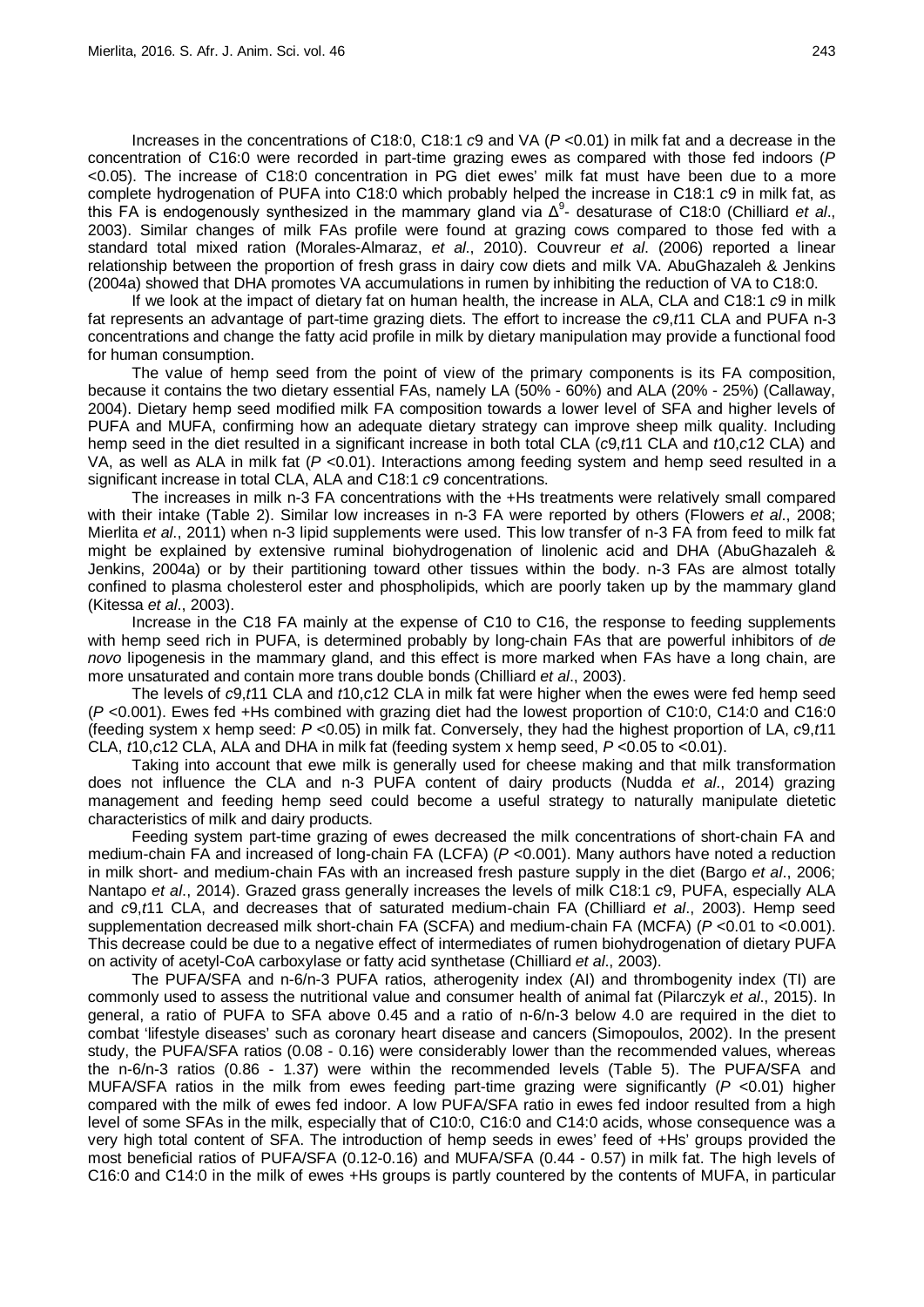Increases in the concentrations of C18:0, C18:1 *c*9 and VA ($P$ <0.01) in milk fat and a decrease in the concentration of C16:0 were recorded in part-time grazing ewes as compared with those fed indoors ($P$ <0.05). The increase of C18:0 concentration in PG diet ewes' milk fat must have been due to a more complete hydrogenation of PUFA into C18:0 which probably helped the increase in C18:1 *c*9 in milk fat, as this FA is endogenously synthesized in the mammary gland via $\Delta^9$- desaturase of C18:0 (Chilliard *et al*., 2003). Similar changes of milk FAs profile were found at grazing cows compared to those fed with a standard total mixed ration (Morales-Almaraz, *et al*., 2010). Couvreur *et al*. (2006) reported a linear relationship between the proportion of fresh grass in dairy cow diets and milk VA. AbuGhazaleh & Jenkins (2004a) showed that DHA promotes VA accumulations in rumen by inhibiting the reduction of VA to C18:0.

If we look at the impact of dietary fat on human health, the increase in ALA, CLA and C18:1 *c*9 in milk fat represents an advantage of part-time grazing diets. The effort to increase the *c*9,*t*11 CLA and PUFA n-3 concentrations and change the fatty acid profile in milk by dietary manipulation may provide a functional food for human consumption.

The value of hemp seed from the point of view of the primary components is its FA composition, because it contains the two dietary essential FAs, namely LA (50% - 60%) and ALA (20% - 25%) (Callaway, 2004). Dietary hemp seed modified milk FA composition towards a lower level of SFA and higher levels of PUFA and MUFA, confirming how an adequate dietary strategy can improve sheep milk quality. Including hemp seed in the diet resulted in a significant increase in both total CLA (*c*9,*t*11 CLA and *t*10,*c*12 CLA) and VA, as well as ALA in milk fat ($P$ <0.01). Interactions among feeding system and hemp seed resulted in a significant increase in total CLA, ALA and C18:1 *c*9 concentrations.

The increases in milk n-3 FA concentrations with the +Hs treatments were relatively small compared with their intake (Table 2). Similar low increases in n-3 FA were reported by others (Flowers *et al*., 2008; Mierlita *et al*., 2011) when n-3 lipid supplements were used. This low transfer of n-3 FA from feed to milk fat might be explained by extensive ruminal biohydrogenation of linolenic acid and DHA (AbuGhazaleh & Jenkins, 2004a) or by their partitioning toward other tissues within the body. n-3 FAs are almost totally confined to plasma cholesterol ester and phospholipids, which are poorly taken up by the mammary gland (Kitessa *et al*., 2003).

Increase in the C18 FA mainly at the expense of C10 to C16, the response to feeding supplements with hemp seed rich in PUFA, is determined probably by long-chain FAs that are powerful inhibitors of *de novo* lipogenesis in the mammary gland, and this effect is more marked when FAs have a long chain, are more unsaturated and contain more trans double bonds (Chilliard *et al*., 2003).

The levels of *c*9,*t*11 CLA and *t*10,*c*12 CLA in milk fat were higher when the ewes were fed hemp seed ($P$ <0.001). Ewes fed +Hs combined with grazing diet had the lowest proportion of C10:0, C14:0 and C16:0 (feeding system x hemp seed: $P$ <0.05) in milk fat. Conversely, they had the highest proportion of LA, *c*9,*t*11 CLA, *t*10,*c*12 CLA, ALA and DHA in milk fat (feeding system x hemp seed, $P$ <0.05 to <0.01).

Taking into account that ewe milk is generally used for cheese making and that milk transformation does not influence the CLA and n-3 PUFA content of dairy products (Nudda *et al*., 2014) grazing management and feeding hemp seed could become a useful strategy to naturally manipulate dietetic characteristics of milk and dairy products.

Feeding system part-time grazing of ewes decreased the milk concentrations of short-chain FA and medium-chain FA and increased of long-chain FA (LCFA) ($P$ <0.001). Many authors have noted a reduction in milk short- and medium-chain FAs with an increased fresh pasture supply in the diet (Bargo *et al*., 2006; Nantapo *et al*., 2014). Grazed grass generally increases the levels of milk C18:1 *c*9, PUFA, especially ALA and *c*9,*t*11 CLA, and decreases that of saturated medium-chain FA (Chilliard *et al*., 2003). Hemp seed supplementation decreased milk short-chain FA (SCFA) and medium-chain FA (MCFA) ($P$ <0.01 to <0.001). This decrease could be due to a negative effect of intermediates of rumen biohydrogenation of dietary PUFA on activity of acetyl-CoA carboxylase or fatty acid synthetase (Chilliard *et al*., 2003).

The PUFA/SFA and n-6/n-3 PUFA ratios, atherogenity index (AI) and thrombogenity index (TI) are commonly used to assess the nutritional value and consumer health of animal fat (Pilarczyk *et al*., 2015). In general, a ratio of PUFA to SFA above 0.45 and a ratio of n-6/n-3 below 4.0 are required in the diet to combat 'lifestyle diseases' such as coronary heart disease and cancers (Simopoulos, 2002). In the present study, the PUFA/SFA ratios (0.08 - 0.16) were considerably lower than the recommended values, whereas the n-6/n-3 ratios (0.86 - 1.37) were within the recommended levels (Table 5). The PUFA/SFA and MUFA/SFA ratios in the milk from ewes feeding part-time grazing were significantly ($P$ <0.01) higher compared with the milk of ewes fed indoor. A low PUFA/SFA ratio in ewes fed indoor resulted from a high level of some SFAs in the milk, especially that of C10:0, C16:0 and C14:0 acids, whose consequence was a very high total content of SFA. The introduction of hemp seeds in ewes' feed of +Hs' groups provided the most beneficial ratios of PUFA/SFA (0.12-0.16) and MUFA/SFA (0.44 - 0.57) in milk fat. The high levels of C16:0 and C14:0 in the milk of ewes +Hs groups is partly countered by the contents of MUFA, in particular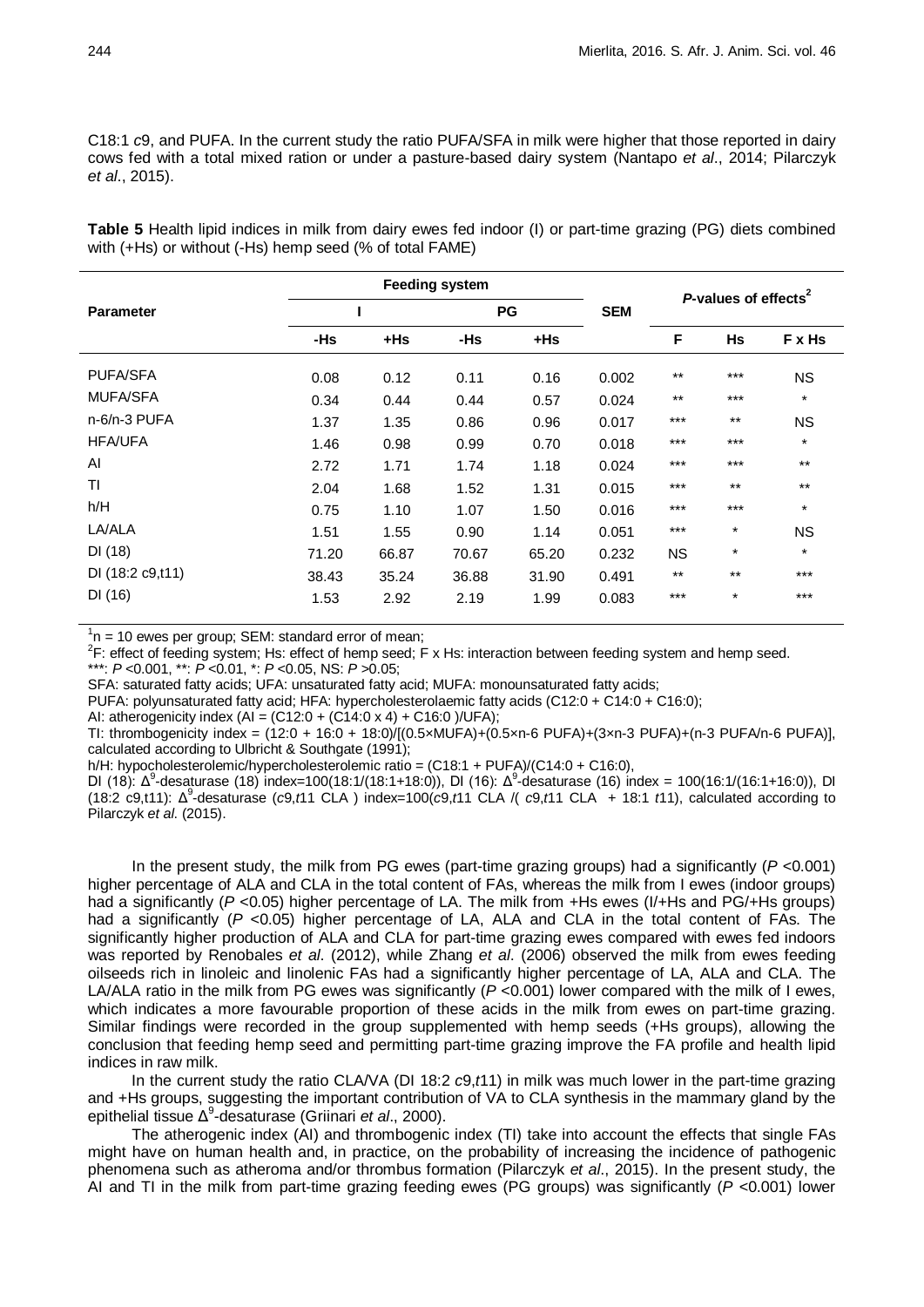C18:1 *c*9, and PUFA. In the current study the ratio PUFA/SFA in milk were higher that those reported in dairy cows fed with a total mixed ration or under a pasture-based dairy system (Nantapo *et al*., 2014; Pilarczyk *et al*., 2015).

**Table 5** Health lipid indices in milk from dairy ewes fed indoor (I) or part-time grazing (PG) diets combined with (+Hs) or without (-Hs) hemp seed (% of total FAME)

| Parameter | Feeding system | | | | SEM | *P*-values of effects[2] | | |
|---|---|---|---|---|---|---|---|---|
| | I | | PG | | | | | |
| | -Hs | +Hs | -Hs | +Hs | | F | Hs | F x Hs |
| PUFA/SFA | 0.08 | 0.12 | 0.11 | 0.16 | 0.002 | ** | *** | NS |
| MUFA/SFA | 0.34 | 0.44 | 0.44 | 0.57 | 0.024 | ** | *** | * |
| n-6/n-3 PUFA | 1.37 | 1.35 | 0.86 | 0.96 | 0.017 | *** | ** | NS |
| HFA/UFA | 1.46 | 0.98 | 0.99 | 0.70 | 0.018 | *** | *** | * |
| AI | 2.72 | 1.71 | 1.74 | 1.18 | 0.024 | *** | *** | ** |
| TI | 2.04 | 1.68 | 1.52 | 1.31 | 0.015 | *** | ** | ** |
| h/H | 0.75 | 1.10 | 1.07 | 1.50 | 0.016 | *** | *** | * |
| LA/ALA | 1.51 | 1.55 | 0.90 | 1.14 | 0.051 | *** | * | NS |
| DI (18) | 71.20 | 66.87 | 70.67 | 65.20 | 0.232 | NS | * | * |
| DI (18:2 c9,t11) | 38.43 | 35.24 | 36.88 | 31.90 | 0.491 | ** | ** | *** |
| DI (16) | 1.53 | 2.92 | 2.19 | 1.99 | 0.083 | *** | * | *** |

[1]n = 10 ewes per group; SEM: standard error of mean;
[2]F: effect of feeding system; Hs: effect of hemp seed; F x Hs: interaction between feeding system and hemp seed.
***: $P$ <0.001, **: $P$ <0.01, *: $P$ <0.05, NS: $P$ >0.05;
SFA: saturated fatty acids; UFA: unsaturated fatty acid; MUFA: monounsaturated fatty acids;
PUFA: polyunsaturated fatty acid; HFA: hypercholesterolaemic fatty acids (C12:0 + C14:0 + C16:0);
AI: atherogenicity index (AI = (C12:0 + (C14:0 x 4) + C16:0 )/UFA);
TI: thrombogenicity index = (12:0 + 16:0 + 18:0)/[(0.5×MUFA)+(0.5×n-6 PUFA)+(3×n-3 PUFA)+(n-3 PUFA/n-6 PUFA)], calculated according to Ulbricht & Southgate (1991);
h/H: hypocholesterolemic/hypercholesterolemic ratio = (C18:1 + PUFA)/(C14:0 + C16:0),
DI (18): $\Delta^9$-desaturase (18) index=100(18:1/(18:1+18:0)), DI (16): $\Delta^9$-desaturase (16) index = 100(16:1/(16:1+16:0)), DI (18:2 c9,t11): $\Delta^9$-desaturase (*c*9,*t*11 CLA ) index=100(*c*9,*t*11 CLA /( *c*9,*t*11 CLA + 18:1 *t*11), calculated according to Pilarczyk *et al.* (2015).

In the present study, the milk from PG ewes (part-time grazing groups) had a significantly ($P$ <0.001) higher percentage of ALA and CLA in the total content of FAs, whereas the milk from I ewes (indoor groups) had a significantly ($P$ <0.05) higher percentage of LA. The milk from +Hs ewes (I/+Hs and PG/+Hs groups) had a significantly ($P$ <0.05) higher percentage of LA, ALA and CLA in the total content of FAs. The significantly higher production of ALA and CLA for part-time grazing ewes compared with ewes fed indoors was reported by Renobales *et al*. (2012), while Zhang *et al*. (2006) observed the milk from ewes feeding oilseeds rich in linoleic and linolenic FAs had a significantly higher percentage of LA, ALA and CLA. The LA/ALA ratio in the milk from PG ewes was significantly ($P$ <0.001) lower compared with the milk of I ewes, which indicates a more favourable proportion of these acids in the milk from ewes on part-time grazing. Similar findings were recorded in the group supplemented with hemp seeds (+Hs groups), allowing the conclusion that feeding hemp seed and permitting part-time grazing improve the FA profile and health lipid indices in raw milk.

In the current study the ratio CLA/VA (DI 18:2 *c*9,*t*11) in milk was much lower in the part-time grazing and +Hs groups, suggesting the important contribution of VA to CLA synthesis in the mammary gland by the epithelial tissue $\Delta^9$-desaturase (Griinari *et al*., 2000).

The atherogenic index (AI) and thrombogenic index (TI) take into account the effects that single FAs might have on human health and, in practice, on the probability of increasing the incidence of pathogenic phenomena such as atheroma and/or thrombus formation (Pilarczyk *et al*., 2015). In the present study, the AI and TI in the milk from part-time grazing feeding ewes (PG groups) was significantly ($P$ <0.001) lower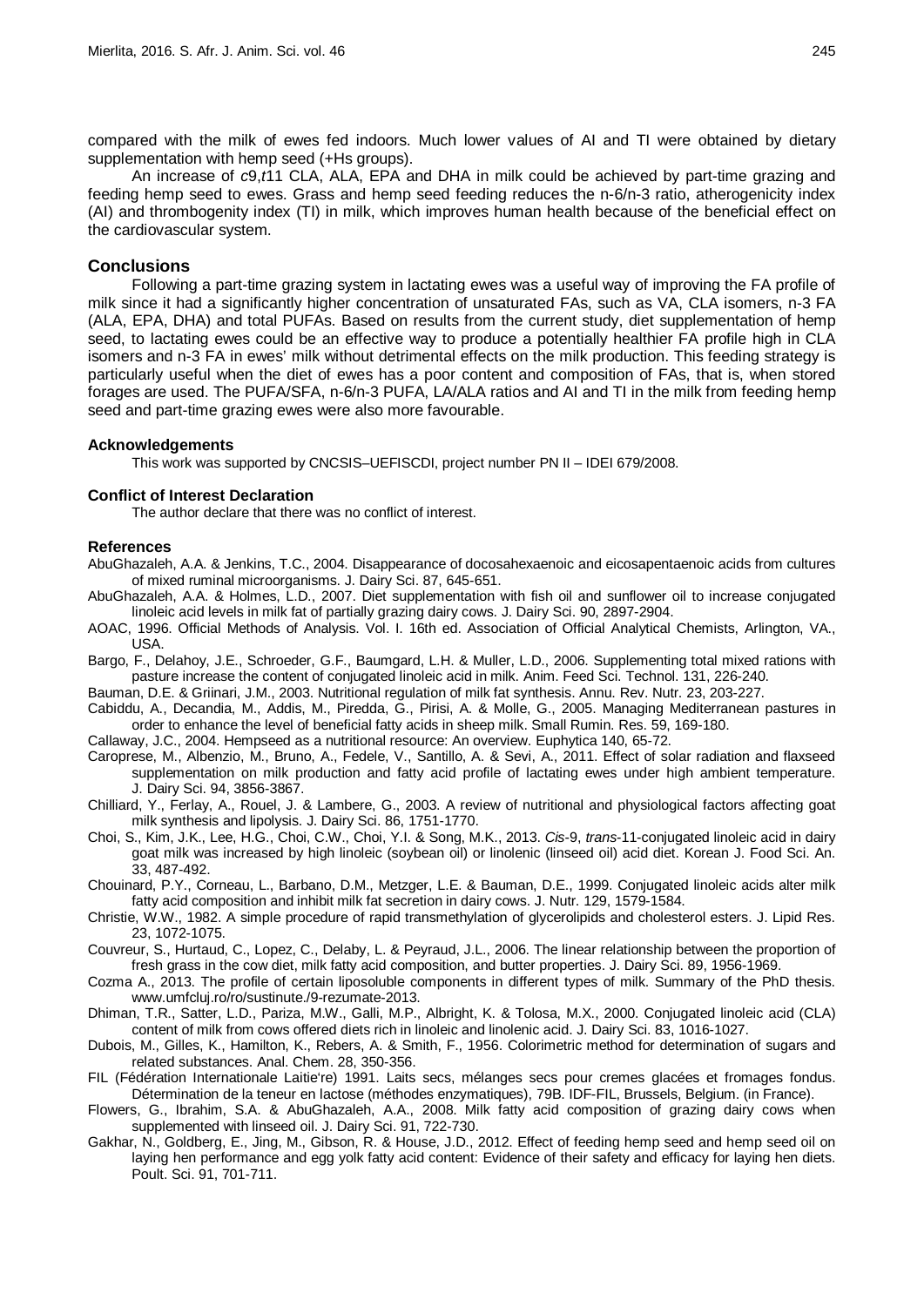compared with the milk of ewes fed indoors. Much lower values of AI and TI were obtained by dietary supplementation with hemp seed (+Hs groups).

An increase of *c*9,*t*11 CLA, ALA, EPA and DHA in milk could be achieved by part-time grazing and feeding hemp seed to ewes. Grass and hemp seed feeding reduces the n-6/n-3 ratio, atherogenicity index (AI) and thrombogenity index (TI) in milk, which improves human health because of the beneficial effect on the cardiovascular system.

## Conclusions

Following a part-time grazing system in lactating ewes was a useful way of improving the FA profile of milk since it had a significantly higher concentration of unsaturated FAs, such as VA, CLA isomers, n-3 FA (ALA, EPA, DHA) and total PUFAs. Based on results from the current study, diet supplementation of hemp seed, to lactating ewes could be an effective way to produce a potentially healthier FA profile high in CLA isomers and n-3 FA in ewes' milk without detrimental effects on the milk production. This feeding strategy is particularly useful when the diet of ewes has a poor content and composition of FAs, that is, when stored forages are used. The PUFA/SFA, n-6/n-3 PUFA, LA/ALA ratios and AI and TI in the milk from feeding hemp seed and part-time grazing ewes were also more favourable.

### Acknowledgements

This work was supported by CNCSIS–UEFISCDI, project number PN II – IDEI 679/2008.

### Conflict of Interest Declaration

The author declare that there was no conflict of interest.

### References

AbuGhazaleh, A.A. & Jenkins, T.C., 2004. Disappearance of docosahexaenoic and eicosapentaenoic acids from cultures of mixed ruminal microorganisms. J. Dairy Sci. 87, 645-651.

AbuGhazaleh, A.A. & Holmes, L.D., 2007. Diet supplementation with fish oil and sunflower oil to increase conjugated linoleic acid levels in milk fat of partially grazing dairy cows. J. Dairy Sci. 90, 2897-2904.

AOAC, 1996. Official Methods of Analysis. Vol. I. 16th ed. Association of Official Analytical Chemists, Arlington, VA., USA.

Bargo, F., Delahoy, J.E., Schroeder, G.F., Baumgard, L.H. & Muller, L.D., 2006. Supplementing total mixed rations with pasture increase the content of conjugated linoleic acid in milk. Anim. Feed Sci. Technol. 131, 226-240.

Bauman, D.E. & Griinari, J.M., 2003. Nutritional regulation of milk fat synthesis. Annu. Rev. Nutr. 23, 203-227.

Cabiddu, A., Decandia, M., Addis, M., Piredda, G., Pirisi, A. & Molle, G., 2005. Managing Mediterranean pastures in order to enhance the level of beneficial fatty acids in sheep milk. Small Rumin. Res. 59, 169-180.

Callaway, J.C., 2004. Hempseed as a nutritional resource: An overview. Euphytica 140, 65-72.

Caroprese, M., Albenzio, M., Bruno, A., Fedele, V., Santillo, A. & Sevi, A., 2011. Effect of solar radiation and flaxseed supplementation on milk production and fatty acid profile of lactating ewes under high ambient temperature. J. Dairy Sci. 94, 3856-3867.

Chilliard, Y., Ferlay, A., Rouel, J. & Lambere, G., 2003. A review of nutritional and physiological factors affecting goat milk synthesis and lipolysis. J. Dairy Sci. 86, 1751-1770.

Choi, S., Kim, J.K., Lee, H.G., Choi, C.W., Choi, Y.I. & Song, M.K., 2013. *Cis*-9, *trans*-11-conjugated linoleic acid in dairy goat milk was increased by high linoleic (soybean oil) or linolenic (linseed oil) acid diet. Korean J. Food Sci. An. 33, 487-492.

Chouinard, P.Y., Corneau, L., Barbano, D.M., Metzger, L.E. & Bauman, D.E., 1999. Conjugated linoleic acids alter milk fatty acid composition and inhibit milk fat secretion in dairy cows. J. Nutr. 129, 1579-1584.

Christie, W.W., 1982. A simple procedure of rapid transmethylation of glycerolipids and cholesterol esters. J. Lipid Res. 23, 1072-1075.

Couvreur, S., Hurtaud, C., Lopez, C., Delaby, L. & Peyraud, J.L., 2006. The linear relationship between the proportion of fresh grass in the cow diet, milk fatty acid composition, and butter properties. J. Dairy Sci. 89, 1956-1969.

Cozma A., 2013. The profile of certain liposoluble components in different types of milk. Summary of the PhD thesis. www.umfcluj.ro/ro/sustinute./9-rezumate-2013.

Dhiman, T.R., Satter, L.D., Pariza, M.W., Galli, M.P., Albright, K. & Tolosa, M.X., 2000. Conjugated linoleic acid (CLA) content of milk from cows offered diets rich in linoleic and linolenic acid. J. Dairy Sci. 83, 1016-1027.

Dubois, M., Gilles, K., Hamilton, K., Rebers, A. & Smith, F., 1956. Colorimetric method for determination of sugars and related substances. Anal. Chem. 28, 350-356.

FIL (Fédération Internationale Laitie're) 1991. Laits secs, mélanges secs pour cremes glacées et fromages fondus. Détermination de la teneur en lactose (méthodes enzymatiques), 79B. IDF-FIL, Brussels, Belgium. (in France).

Flowers, G., Ibrahim, S.A. & AbuGhazaleh, A.A., 2008. Milk fatty acid composition of grazing dairy cows when supplemented with linseed oil. J. Dairy Sci. 91, 722-730.

Gakhar, N., Goldberg, E., Jing, M., Gibson, R. & House, J.D., 2012. Effect of feeding hemp seed and hemp seed oil on laying hen performance and egg yolk fatty acid content: Evidence of their safety and efficacy for laying hen diets. Poult. Sci. 91, 701-711.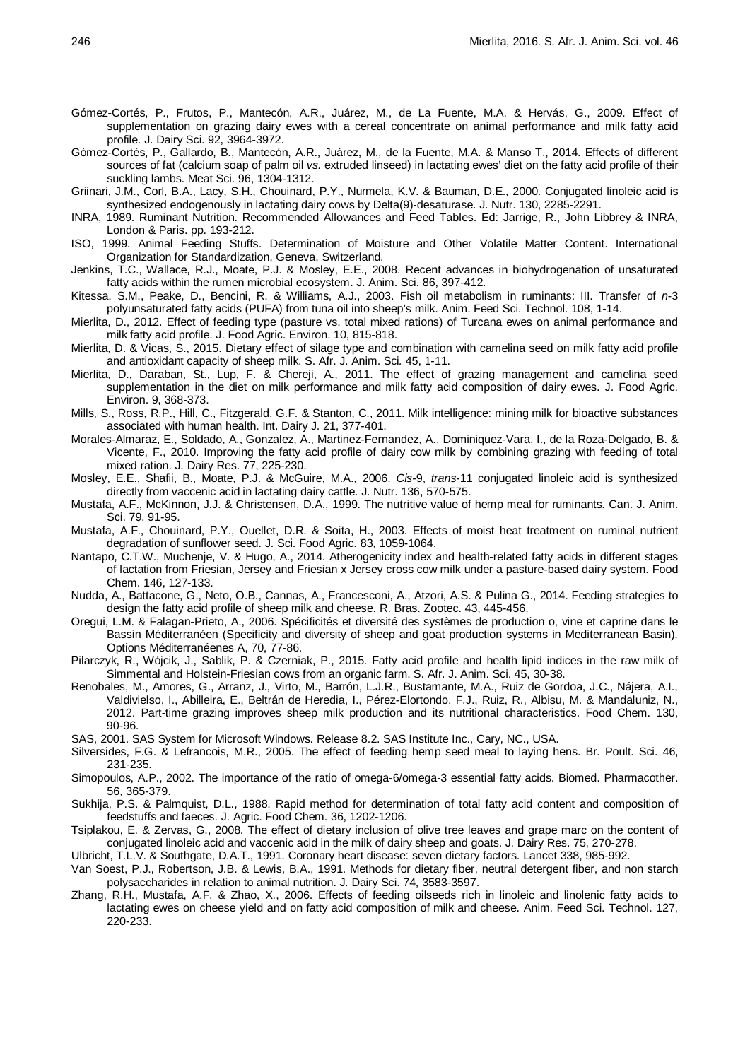Gómez-Cortés, P., Frutos, P., Mantecón, A.R., Juárez, M., de La Fuente, M.A. & Hervás, G., 2009. Effect of supplementation on grazing dairy ewes with a cereal concentrate on animal performance and milk fatty acid profile. J. Dairy Sci. 92, 3964-3972.

Gómez-Cortés, P., Gallardo, B., Mantecón, A.R., Juárez, M., de la Fuente, M.A. & Manso T., 2014. Effects of different sources of fat (calcium soap of palm oil *vs.* extruded linseed) in lactating ewes' diet on the fatty acid profile of their suckling lambs. Meat Sci. 96, 1304-1312.

Griinari, J.M., Corl, B.A., Lacy, S.H., Chouinard, P.Y., Nurmela, K.V. & Bauman, D.E., 2000. Conjugated linoleic acid is synthesized endogenously in lactating dairy cows by Delta(9)-desaturase. J. Nutr. 130, 2285-2291.

INRA, 1989. Ruminant Nutrition. Recommended Allowances and Feed Tables. Ed: Jarrige, R., John Libbrey & INRA, London & Paris. pp. 193-212.

ISO, 1999. Animal Feeding Stuffs. Determination of Moisture and Other Volatile Matter Content. International Organization for Standardization, Geneva, Switzerland.

Jenkins, T.C., Wallace, R.J., Moate, P.J. & Mosley, E.E., 2008. Recent advances in biohydrogenation of unsaturated fatty acids within the rumen microbial ecosystem. J. Anim. Sci. 86, 397-412.

Kitessa, S.M., Peake, D., Bencini, R. & Williams, A.J., 2003. Fish oil metabolism in ruminants: III. Transfer of *n*-3 polyunsaturated fatty acids (PUFA) from tuna oil into sheep's milk. Anim. Feed Sci. Technol. 108, 1-14.

Mierlita, D., 2012. Effect of feeding type (pasture vs. total mixed rations) of Turcana ewes on animal performance and milk fatty acid profile. J. Food Agric. Environ. 10, 815-818.

Mierlita, D. & Vicas, S., 2015. Dietary effect of silage type and combination with camelina seed on milk fatty acid profile and antioxidant capacity of sheep milk. S. Afr. J. Anim. Sci. 45, 1-11.

Mierlita, D., Daraban, St., Lup, F. & Chereji, A., 2011. The effect of grazing management and camelina seed supplementation in the diet on milk performance and milk fatty acid composition of dairy ewes. J. Food Agric. Environ. 9, 368-373.

Mills, S., Ross, R.P., Hill, C., Fitzgerald, G.F. & Stanton, C., 2011. Milk intelligence: mining milk for bioactive substances associated with human health. Int. Dairy J. 21, 377-401.

Morales-Almaraz, E., Soldado, A., Gonzalez, A., Martinez-Fernandez, A., Dominiquez-Vara, I., de la Roza-Delgado, B. & Vicente, F., 2010. Improving the fatty acid profile of dairy cow milk by combining grazing with feeding of total mixed ration. J. Dairy Res. 77, 225-230.

Mosley, E.E., Shafii, B., Moate, P.J. & McGuire, M.A., 2006. *Cis*-9, *trans*-11 conjugated linoleic acid is synthesized directly from vaccenic acid in lactating dairy cattle. J. Nutr. 136, 570-575.

Mustafa, A.F., McKinnon, J.J. & Christensen, D.A., 1999. The nutritive value of hemp meal for ruminants. Can. J. Anim. Sci. 79, 91-95.

Mustafa, A.F., Chouinard, P.Y., Ouellet, D.R. & Soita, H., 2003. Effects of moist heat treatment on ruminal nutrient degradation of sunflower seed. J. Sci. Food Agric. 83, 1059-1064.

Nantapo, C.T.W., Muchenje, V. & Hugo, A., 2014. Atherogenicity index and health-related fatty acids in different stages of lactation from Friesian, Jersey and Friesian x Jersey cross cow milk under a pasture-based dairy system. Food Chem. 146, 127-133.

Nudda, A., Battacone, G., Neto, O.B., Cannas, A., Francesconi, A., Atzori, A.S. & Pulina G., 2014. Feeding strategies to design the fatty acid profile of sheep milk and cheese. R. Bras. Zootec. 43, 445-456.

Oregui, L.M. & Falagan-Prieto, A., 2006. Spécificités et diversité des systèmes de production o, vine et caprine dans le Bassin Méditerranéen (Specificity and diversity of sheep and goat production systems in Mediterranean Basin). Options Méditerranéenes A, 70, 77-86.

Pilarczyk, R., Wójcik, J., Sablik, P. & Czerniak, P., 2015. Fatty acid profile and health lipid indices in the raw milk of Simmental and Holstein-Friesian cows from an organic farm. S. Afr. J. Anim. Sci. 45, 30-38.

Renobales, M., Amores, G., Arranz, J., Virto, M., Barrón, L.J.R., Bustamante, M.A., Ruiz de Gordoa, J.C., Nájera, A.I., Valdivielso, I., Abilleira, E., Beltrán de Heredia, I., Pérez-Elortondo, F.J., Ruiz, R., Albisu, M. & Mandaluniz, N., 2012. Part-time grazing improves sheep milk production and its nutritional characteristics. Food Chem. 130, 90-96.

SAS, 2001. SAS System for Microsoft Windows. Release 8.2. SAS Institute Inc., Cary, NC., USA.

Silversides, F.G. & Lefrancois, M.R., 2005. The effect of feeding hemp seed meal to laying hens. Br. Poult. Sci. 46, 231-235.

Simopoulos, A.P., 2002. The importance of the ratio of omega-6/omega-3 essential fatty acids. Biomed. Pharmacother. 56, 365-379.

Sukhija, P.S. & Palmquist, D.L., 1988. Rapid method for determination of total fatty acid content and composition of feedstuffs and faeces. J. Agric. Food Chem. 36, 1202-1206.

Tsiplakou, E. & Zervas, G., 2008. The effect of dietary inclusion of olive tree leaves and grape marc on the content of conjugated linoleic acid and vaccenic acid in the milk of dairy sheep and goats. J. Dairy Res. 75, 270-278.

Ulbricht, T.L.V. & Southgate, D.A.T., 1991. Coronary heart disease: seven dietary factors. Lancet 338, 985-992.

Van Soest, P.J., Robertson, J.B. & Lewis, B.A., 1991. Methods for dietary fiber, neutral detergent fiber, and non starch polysaccharides in relation to animal nutrition. J. Dairy Sci. 74, 3583-3597.

Zhang, R.H., Mustafa, A.F. & Zhao, X., 2006. Effects of feeding oilseeds rich in linoleic and linolenic fatty acids to lactating ewes on cheese yield and on fatty acid composition of milk and cheese. Anim. Feed Sci. Technol. 127, 220-233.